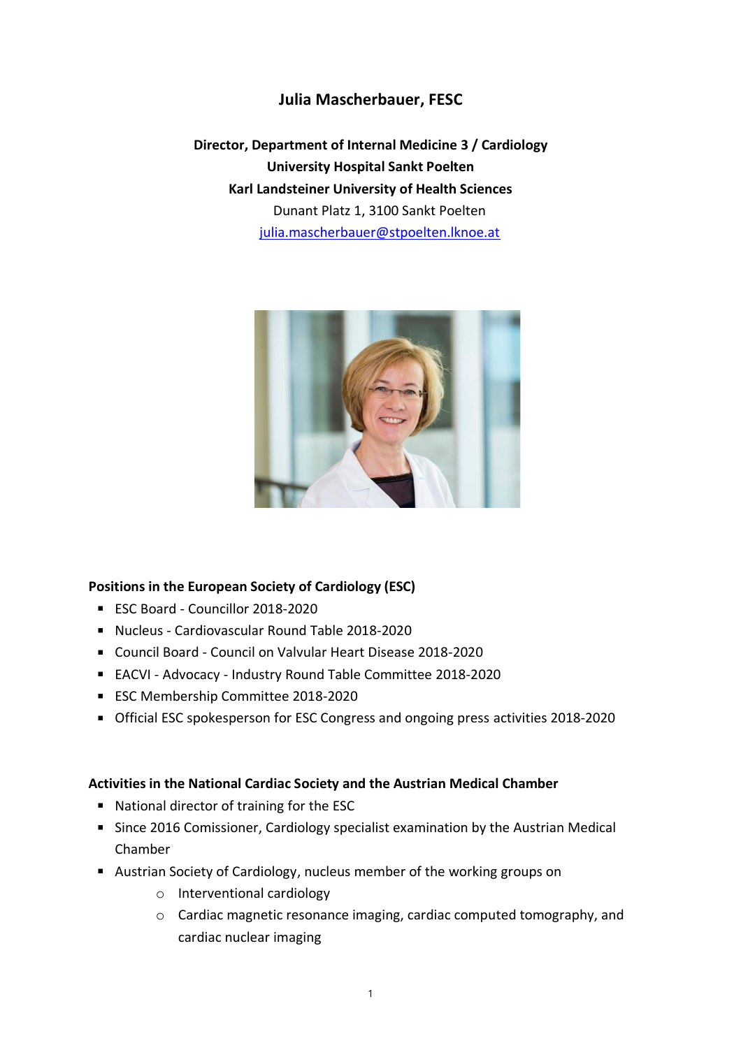# Julia Mascherbauer, FESC

**Director, Department of Internal Medicine 3 / Cardiology**
**University Hospital Sankt Poelten**
**Karl Landsteiner University of Health Sciences**
Dunant Platz 1, 3100 Sankt Poelten
julia.mascherbauer@stpoelten.lknoe.at

## Positions in the European Society of Cardiology (ESC)

- ESC Board - Councillor 2018-2020
- Nucleus - Cardiovascular Round Table 2018-2020
- Council Board - Council on Valvular Heart Disease 2018-2020
- EACVI - Advocacy - Industry Round Table Committee 2018-2020
- ESC Membership Committee 2018-2020
- Official ESC spokesperson for ESC Congress and ongoing press activities 2018-2020

## Activities in the National Cardiac Society and the Austrian Medical Chamber

- National director of training for the ESC
- Since 2016 Comissioner, Cardiology specialist examination by the Austrian Medical Chamber
- Austrian Society of Cardiology, nucleus member of the working groups on
  - Interventional cardiology
  - Cardiac magnetic resonance imaging, cardiac computed tomography, and cardiac nuclear imaging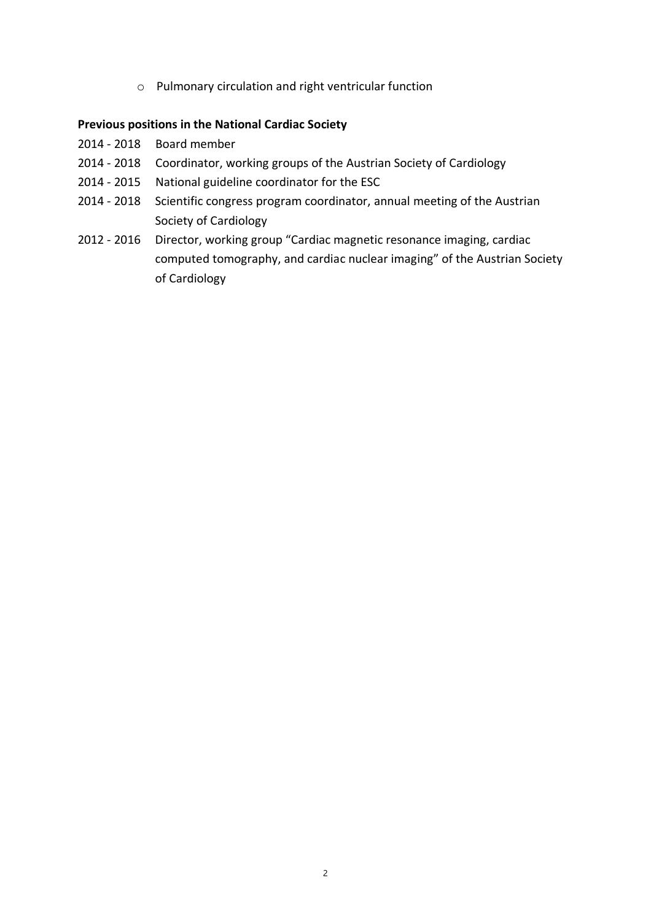- Pulmonary circulation and right ventricular function

**Previous positions in the National Cardiac Society**

2014 - 2018 Board member

2014 - 2018 Coordinator, working groups of the Austrian Society of Cardiology

2014 - 2015 National guideline coordinator for the ESC

2014 - 2018 Scientific congress program coordinator, annual meeting of the Austrian Society of Cardiology

2012 - 2016 Director, working group "Cardiac magnetic resonance imaging, cardiac computed tomography, and cardiac nuclear imaging" of the Austrian Society of Cardiology